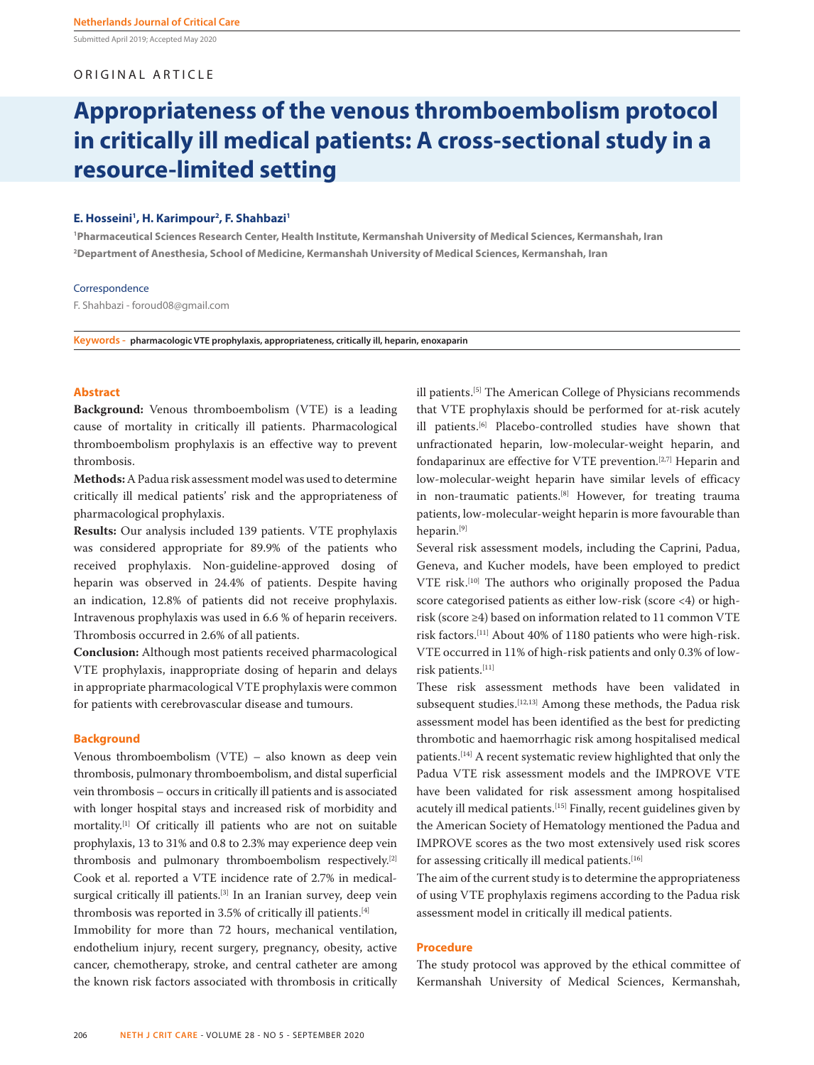Submitted April 2019; Accepted May 2020

ORIGINAL ARTICLE

# Appropriateness of the venous thromboembolism protocol in critically ill medical patients: A cross-sectional study in a resource-limited setting

**E. Hosseini[1], H. Karimpour[2], F. Shahbazi[1]**

[1]Pharmaceutical Sciences Research Center, Health Institute, Kermanshah University of Medical Sciences, Kermanshah, Iran
[2]Department of Anesthesia, School of Medicine, Kermanshah University of Medical Sciences, Kermanshah, Iran

Correspondence

F. Shahbazi - foroud08@gmail.com

**Keywords -** pharmacologic VTE prophylaxis, appropriateness, critically ill, heparin, enoxaparin

## Abstract

**Background:** Venous thromboembolism (VTE) is a leading cause of mortality in critically ill patients. Pharmacological thromboembolism prophylaxis is an effective way to prevent thrombosis.

**Methods:** A Padua risk assessment model was used to determine critically ill medical patients' risk and the appropriateness of pharmacological prophylaxis.

**Results:** Our analysis included 139 patients. VTE prophylaxis was considered appropriate for 89.9% of the patients who received prophylaxis. Non-guideline-approved dosing of heparin was observed in 24.4% of patients. Despite having an indication, 12.8% of patients did not receive prophylaxis. Intravenous prophylaxis was used in 6.6 % of heparin receivers. Thrombosis occurred in 2.6% of all patients.

**Conclusion:** Although most patients received pharmacological VTE prophylaxis, inappropriate dosing of heparin and delays in appropriate pharmacological VTE prophylaxis were common for patients with cerebrovascular disease and tumours.

## Background

Venous thromboembolism (VTE) – also known as deep vein thrombosis, pulmonary thromboembolism, and distal superficial vein thrombosis – occurs in critically ill patients and is associated with longer hospital stays and increased risk of morbidity and mortality.[1] Of critically ill patients who are not on suitable prophylaxis, 13 to 31% and 0.8 to 2.3% may experience deep vein thrombosis and pulmonary thromboembolism respectively.[2] Cook et al. reported a VTE incidence rate of 2.7% in medical-surgical critically ill patients.[3] In an Iranian survey, deep vein thrombosis was reported in 3.5% of critically ill patients.[4]

Immobility for more than 72 hours, mechanical ventilation, endothelium injury, recent surgery, pregnancy, obesity, active cancer, chemotherapy, stroke, and central catheter are among the known risk factors associated with thrombosis in critically ill patients.[5] The American College of Physicians recommends that VTE prophylaxis should be performed for at-risk acutely ill patients.[6] Placebo-controlled studies have shown that unfractionated heparin, low-molecular-weight heparin, and fondaparinux are effective for VTE prevention.[2,7] Heparin and low-molecular-weight heparin have similar levels of efficacy in non-traumatic patients.[8] However, for treating trauma patients, low-molecular-weight heparin is more favourable than heparin.[9]

Several risk assessment models, including the Caprini, Padua, Geneva, and Kucher models, have been employed to predict VTE risk.[10] The authors who originally proposed the Padua score categorised patients as either low-risk (score <4) or high-risk (score ≥4) based on information related to 11 common VTE risk factors.[11] About 40% of 1180 patients who were high-risk. VTE occurred in 11% of high-risk patients and only 0.3% of low-risk patients.[11]

These risk assessment methods have been validated in subsequent studies.[12,13] Among these methods, the Padua risk assessment model has been identified as the best for predicting thrombotic and haemorrhagic risk among hospitalised medical patients.[14] A recent systematic review highlighted that only the Padua VTE risk assessment models and the IMPROVE VTE have been validated for risk assessment among hospitalised acutely ill medical patients.[15] Finally, recent guidelines given by the American Society of Hematology mentioned the Padua and IMPROVE scores as the two most extensively used risk scores for assessing critically ill medical patients.[16]

The aim of the current study is to determine the appropriateness of using VTE prophylaxis regimens according to the Padua risk assessment model in critically ill medical patients.

## Procedure

The study protocol was approved by the ethical committee of Kermanshah University of Medical Sciences, Kermanshah,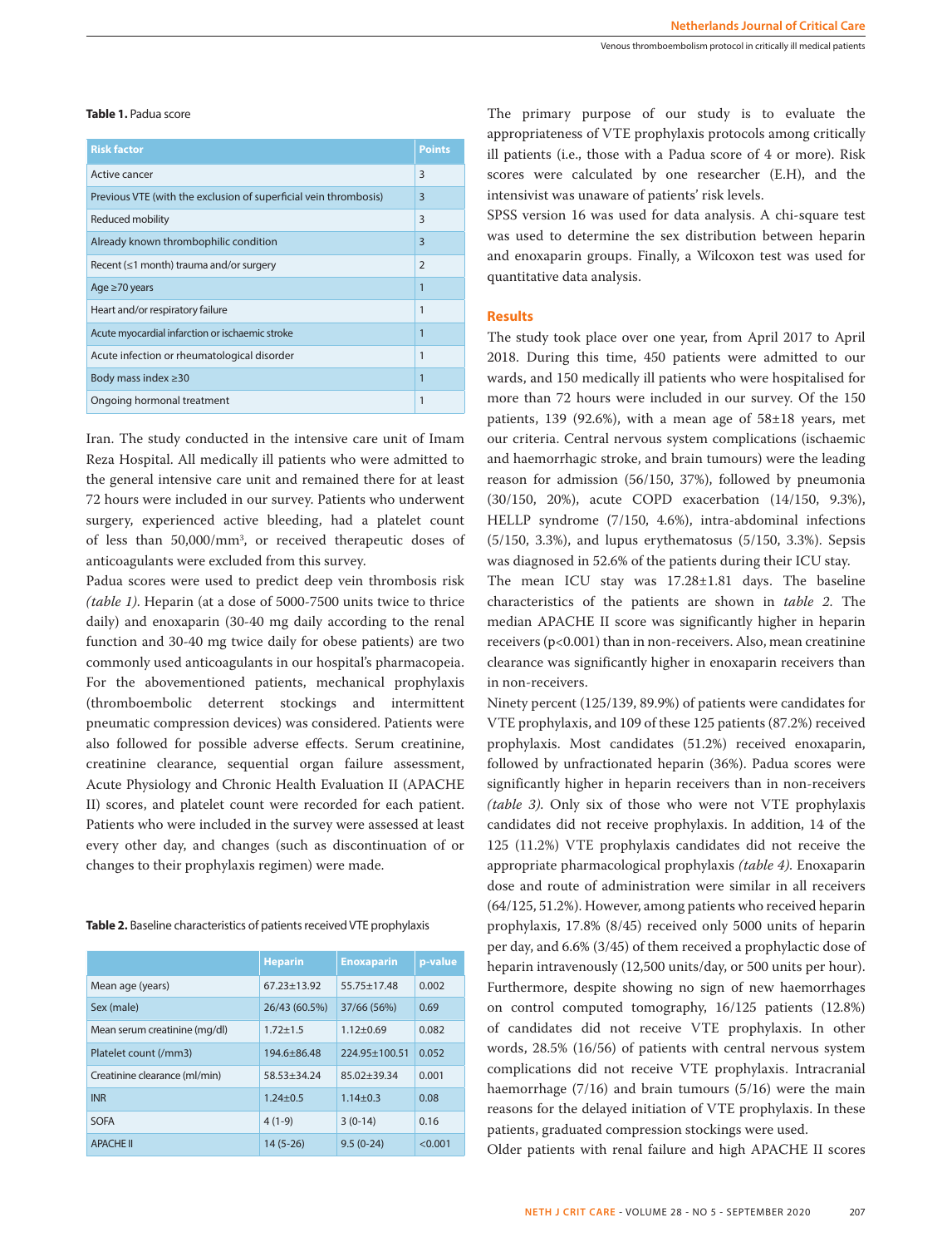**Table 1.** Padua score

| Risk factor | Points |
|---|---|
| Active cancer | 3 |
| Previous VTE (with the exclusion of superficial vein thrombosis) | 3 |
| Reduced mobility | 3 |
| Already known thrombophilic condition | 3 |
| Recent (≤1 month) trauma and/or surgery | 2 |
| Age ≥70 years | 1 |
| Heart and/or respiratory failure | 1 |
| Acute myocardial infarction or ischaemic stroke | 1 |
| Acute infection or rheumatological disorder | 1 |
| Body mass index ≥30 | 1 |
| Ongoing hormonal treatment | 1 |

Iran. The study conducted in the intensive care unit of Imam Reza Hospital. All medically ill patients who were admitted to the general intensive care unit and remained there for at least 72 hours were included in our survey. Patients who underwent surgery, experienced active bleeding, had a platelet count of less than 50,000/mm$^3$, or received therapeutic doses of anticoagulants were excluded from this survey.

Padua scores were used to predict deep vein thrombosis risk *(table 1)*. Heparin (at a dose of 5000-7500 units twice to thrice daily) and enoxaparin (30-40 mg daily according to the renal function and 30-40 mg twice daily for obese patients) are two commonly used anticoagulants in our hospital's pharmacopeia. For the abovementioned patients, mechanical prophylaxis (thromboembolic deterrent stockings and intermittent pneumatic compression devices) was considered. Patients were also followed for possible adverse effects. Serum creatinine, creatinine clearance, sequential organ failure assessment, Acute Physiology and Chronic Health Evaluation II (APACHE II) scores, and platelet count were recorded for each patient. Patients who were included in the survey were assessed at least every other day, and changes (such as discontinuation of or changes to their prophylaxis regimen) were made.

**Table 2.** Baseline characteristics of patients received VTE prophylaxis

| | Heparin | Enoxaparin | p-value |
|---|---|---|---|
| Mean age (years) | 67.23±13.92 | 55.75±17.48 | 0.002 |
| Sex (male) | 26/43 (60.5%) | 37/66 (56%) | 0.69 |
| Mean serum creatinine (mg/dl) | 1.72±1.5 | 1.12±0.69 | 0.082 |
| Platelet count (/mm3) | 194.6±86.48 | 224.95±100.51 | 0.052 |
| Creatinine clearance (ml/min) | 58.53±34.24 | 85.02±39.34 | 0.001 |
| INR | 1.24±0.5 | 1.14±0.3 | 0.08 |
| SOFA | 4 (1-9) | 3 (0-14) | 0.16 |
| APACHE II | 14 (5-26) | 9.5 (0-24) | <0.001 |

The primary purpose of our study is to evaluate the appropriateness of VTE prophylaxis protocols among critically ill patients (i.e., those with a Padua score of 4 or more). Risk scores were calculated by one researcher (E.H), and the intensivist was unaware of patients' risk levels.

SPSS version 16 was used for data analysis. A chi-square test was used to determine the sex distribution between heparin and enoxaparin groups. Finally, a Wilcoxon test was used for quantitative data analysis.

## Results

The study took place over one year, from April 2017 to April 2018. During this time, 450 patients were admitted to our wards, and 150 medically ill patients who were hospitalised for more than 72 hours were included in our survey. Of the 150 patients, 139 (92.6%), with a mean age of 58±18 years, met our criteria. Central nervous system complications (ischaemic and haemorrhagic stroke, and brain tumours) were the leading reason for admission (56/150, 37%), followed by pneumonia (30/150, 20%), acute COPD exacerbation (14/150, 9.3%), HELLP syndrome (7/150, 4.6%), intra-abdominal infections (5/150, 3.3%), and lupus erythematosus (5/150, 3.3%). Sepsis was diagnosed in 52.6% of the patients during their ICU stay.

The mean ICU stay was 17.28±1.81 days. The baseline characteristics of the patients are shown in *table 2*. The median APACHE II score was significantly higher in heparin receivers (p<0.001) than in non-receivers. Also, mean creatinine clearance was significantly higher in enoxaparin receivers than in non-receivers.

Ninety percent (125/139, 89.9%) of patients were candidates for VTE prophylaxis, and 109 of these 125 patients (87.2%) received prophylaxis. Most candidates (51.2%) received enoxaparin, followed by unfractionated heparin (36%). Padua scores were significantly higher in heparin receivers than in non-receivers *(table 3)*. Only six of those who were not VTE prophylaxis candidates did not receive prophylaxis. In addition, 14 of the 125 (11.2%) VTE prophylaxis candidates did not receive the appropriate pharmacological prophylaxis *(table 4)*. Enoxaparin dose and route of administration were similar in all receivers (64/125, 51.2%). However, among patients who received heparin prophylaxis, 17.8% (8/45) received only 5000 units of heparin per day, and 6.6% (3/45) of them received a prophylactic dose of heparin intravenously (12,500 units/day, or 500 units per hour). Furthermore, despite showing no sign of new haemorrhages on control computed tomography, 16/125 patients (12.8%) of candidates did not receive VTE prophylaxis. In other words, 28.5% (16/56) of patients with central nervous system complications did not receive VTE prophylaxis. Intracranial haemorrhage (7/16) and brain tumours (5/16) were the main reasons for the delayed initiation of VTE prophylaxis. In these patients, graduated compression stockings were used.

Older patients with renal failure and high APACHE II scores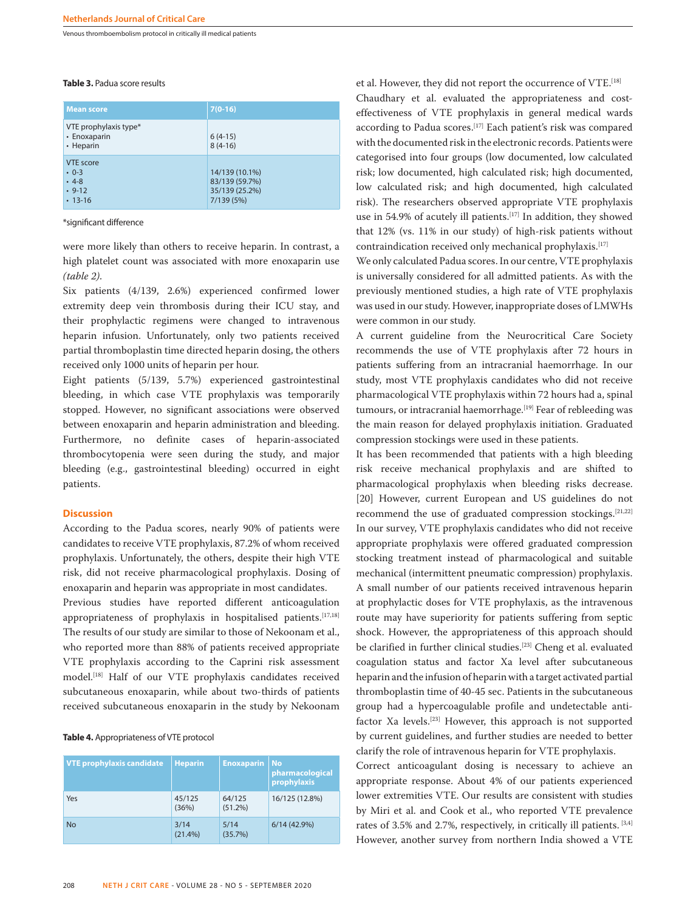**Table 3.** Padua score results

| Mean score | 7(0-16) |
|---|---|
| VTE prophylaxis type*<br>• Enoxaparin<br>• Heparin | <br>6 (4-15)<br>8 (4-16) |
| VTE score<br>• 0-3<br>• 4-8<br>• 9-12<br>• 13-16 | <br>14/139 (10.1%)<br>83/139 (59.7%)<br>35/139 (25.2%)<br>7/139 (5%) |

*significant difference

were more likely than others to receive heparin. In contrast, a high platelet count was associated with more enoxaparin use *(table 2)*.

Six patients (4/139, 2.6%) experienced confirmed lower extremity deep vein thrombosis during their ICU stay, and their prophylactic regimens were changed to intravenous heparin infusion. Unfortunately, only two patients received partial thromboplastin time directed heparin dosing, the others received only 1000 units of heparin per hour.

Eight patients (5/139, 5.7%) experienced gastrointestinal bleeding, in which case VTE prophylaxis was temporarily stopped. However, no significant associations were observed between enoxaparin and heparin administration and bleeding. Furthermore, no definite cases of heparin-associated thrombocytopenia were seen during the study, and major bleeding (e.g., gastrointestinal bleeding) occurred in eight patients.

## Discussion

According to the Padua scores, nearly 90% of patients were candidates to receive VTE prophylaxis, 87.2% of whom received prophylaxis. Unfortunately, the others, despite their high VTE risk, did not receive pharmacological prophylaxis. Dosing of enoxaparin and heparin was appropriate in most candidates.

Previous studies have reported different anticoagulation appropriateness of prophylaxis in hospitalised patients.[17,18] The results of our study are similar to those of Nekoonam et al., who reported more than 88% of patients received appropriate VTE prophylaxis according to the Caprini risk assessment model.[18] Half of our VTE prophylaxis candidates received subcutaneous enoxaparin, while about two-thirds of patients received subcutaneous enoxaparin in the study by Nekoonam et al. However, they did not report the occurrence of VTE.[18]

**Table 4.** Appropriateness of VTE protocol

| VTE prophylaxis candidate | Heparin | Enoxaparin | No pharmacological prophylaxis |
|---|---|---|---|
| Yes | 45/125 (36%) | 64/125 (51.2%) | 16/125 (12.8%) |
| No | 3/14 (21.4%) | 5/14 (35.7%) | 6/14 (42.9%) |

Chaudhary et al. evaluated the appropriateness and cost-effectiveness of VTE prophylaxis in general medical wards according to Padua scores.[17] Each patient's risk was compared with the documented risk in the electronic records. Patients were categorised into four groups (low documented, low calculated risk; low documented, high calculated risk; high documented, low calculated risk; and high documented, high calculated risk). The researchers observed appropriate VTE prophylaxis use in 54.9% of acutely ill patients.[17] In addition, they showed that 12% (vs. 11% in our study) of high-risk patients without contraindication received only mechanical prophylaxis.[17]

We only calculated Padua scores. In our centre, VTE prophylaxis is universally considered for all admitted patients. As with the previously mentioned studies, a high rate of VTE prophylaxis was used in our study. However, inappropriate doses of LMWHs were common in our study.

A current guideline from the Neurocritical Care Society recommends the use of VTE prophylaxis after 72 hours in patients suffering from an intracranial haemorrhage. In our study, most VTE prophylaxis candidates who did not receive pharmacological VTE prophylaxis within 72 hours had a, spinal tumours, or intracranial haemorrhage.[19] Fear of rebleeding was the main reason for delayed prophylaxis initiation. Graduated compression stockings were used in these patients.

It has been recommended that patients with a high bleeding risk receive mechanical prophylaxis and are shifted to pharmacological prophylaxis when bleeding risks decrease.[20] However, current European and US guidelines do not recommend the use of graduated compression stockings.[21,22] In our survey, VTE prophylaxis candidates who did not receive appropriate prophylaxis were offered graduated compression stocking treatment instead of pharmacological and suitable mechanical (intermittent pneumatic compression) prophylaxis.

A small number of our patients received intravenous heparin at prophylactic doses for VTE prophylaxis, as the intravenous route may have superiority for patients suffering from septic shock. However, the appropriateness of this approach should be clarified in further clinical studies.[23] Cheng et al. evaluated coagulation status and factor Xa level after subcutaneous heparin and the infusion of heparin with a target activated partial thromboplastin time of 40-45 sec. Patients in the subcutaneous group had a hypercoagulable profile and undetectable anti-factor Xa levels.[23] However, this approach is not supported by current guidelines, and further studies are needed to better clarify the role of intravenous heparin for VTE prophylaxis.

Correct anticoagulant dosing is necessary to achieve an appropriate response. About 4% of our patients experienced lower extremities VTE. Our results are consistent with studies by Miri et al. and Cook et al., who reported VTE prevalence rates of 3.5% and 2.7%, respectively, in critically ill patients.[3,4] However, another survey from northern India showed a VTE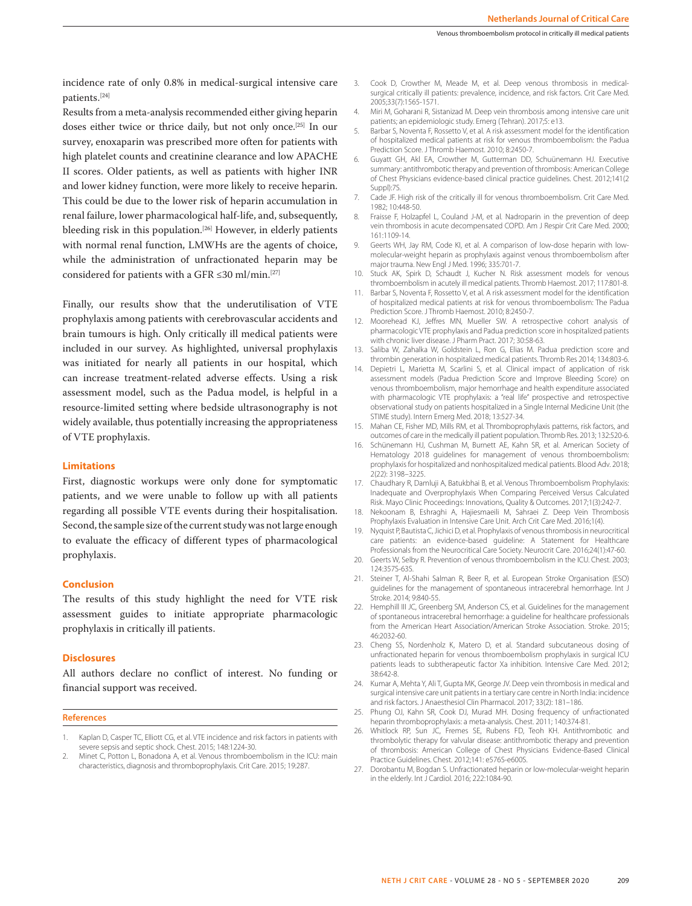incidence rate of only 0.8% in medical-surgical intensive care patients.[24]

Results from a meta-analysis recommended either giving heparin doses either twice or thrice daily, but not only once.[25] In our survey, enoxaparin was prescribed more often for patients with high platelet counts and creatinine clearance and low APACHE II scores. Older patients, as well as patients with higher INR and lower kidney function, were more likely to receive heparin. This could be due to the lower risk of heparin accumulation in renal failure, lower pharmacological half-life, and, subsequently, bleeding risk in this population.[26] However, in elderly patients with normal renal function, LMWHs are the agents of choice, while the administration of unfractionated heparin may be considered for patients with a GFR ≤30 ml/min.[27]

Finally, our results show that the underutilisation of VTE prophylaxis among patients with cerebrovascular accidents and brain tumours is high. Only critically ill medical patients were included in our survey. As highlighted, universal prophylaxis was initiated for nearly all patients in our hospital, which can increase treatment-related adverse effects. Using a risk assessment model, such as the Padua model, is helpful in a resource-limited setting where bedside ultrasonography is not widely available, thus potentially increasing the appropriateness of VTE prophylaxis.

## Limitations

First, diagnostic workups were only done for symptomatic patients, and we were unable to follow up with all patients regarding all possible VTE events during their hospitalisation. Second, the sample size of the current study was not large enough to evaluate the efficacy of different types of pharmacological prophylaxis.

## Conclusion

The results of this study highlight the need for VTE risk assessment guides to initiate appropriate pharmacologic prophylaxis in critically ill patients.

## Disclosures

All authors declare no conflict of interest. No funding or financial support was received.

## References

1. Kaplan D, Casper TC, Elliott CG, et al. VTE incidence and risk factors in patients with severe sepsis and septic shock. Chest. 2015; 148:1224-30.
2. Minet C, Potton L, Bonadona A, et al. Venous thromboembolism in the ICU: main characteristics, diagnosis and thromboprophylaxis. Crit Care. 2015; 19:287.
3. Cook D, Crowther M, Meade M, et al. Deep venous thrombosis in medical-surgical critically ill patients: prevalence, incidence, and risk factors. Crit Care Med. 2005;33(7):1565-1571.
4. Miri M, Goharani R, Sistanizad M. Deep vein thrombosis among intensive care unit patients; an epidemiologic study. Emerg (Tehran). 2017;5: e13.
5. Barbar S, Noventa F, Rossetto V, et al. A risk assessment model for the identification of hospitalized medical patients at risk for venous thromboembolism: the Padua Prediction Score. J Thromb Haemost. 2010; 8:2450-7.
6. Guyatt GH, Akl EA, Crowther M, Gutterman DD, Schuünemann HJ. Executive summary: antithrombotic therapy and prevention of thrombosis: American College of Chest Physicians evidence-based clinical practice guidelines. Chest. 2012;141(2 Suppl):7S.
7. Cade JF. High risk of the critically ill for venous thromboembolism. Crit Care Med. 1982; 10:448-50.
8. Fraisse F, Holzapfel L, Couland J-M, et al. Nadroparin in the prevention of deep vein thrombosis in acute decompensated COPD. Am J Respir Crit Care Med. 2000; 161:1109-14.
9. Geerts WH, Jay RM, Code KI, et al. A comparison of low-dose heparin with low-molecular-weight heparin as prophylaxis against venous thromboembolism after major trauma. New Engl J Med. 1996; 335:701-7.
10. Stuck AK, Spirk D, Schaudt J, Kucher N. Risk assessment models for venous thromboembolism in acutely ill medical patients. Thromb Haemost. 2017; 117:801-8.
11. Barbar S, Noventa F, Rossetto V, et al. A risk assessment model for the identification of hospitalized medical patients at risk for venous thromboembolism: The Padua Prediction Score. J Thromb Haemost. 2010; 8:2450-7.
12. Moorehead KJ, Jeffres MN, Mueller SW. A retrospective cohort analysis of pharmacologic VTE prophylaxis and Padua prediction score in hospitalized patients with chronic liver disease. J Pharm Pract. 2017; 30:58-63.
13. Saliba W, Zahalka W, Goldstein L, Ron G, Elias M. Padua prediction score and thrombin generation in hospitalized medical patients. Thromb Res 2014; 134:803-6.
14. Depietri L, Marietta M, Scarlini S, et al. Clinical impact of application of risk assessment models (Padua Prediction Score and Improve Bleeding Score) on venous thromboembolism, major hemorrhage and health expenditure associated with pharmacologic VTE prophylaxis: a "real life" prospective and retrospective observational study on patients hospitalized in a Single Internal Medicine Unit (the STIME study). Intern Emerg Med. 2018; 13:527-34.
15. Mahan CE, Fisher MD, Mills RM, et al. Thromboprophylaxis patterns, risk factors, and outcomes of care in the medically ill patient population. Thromb Res. 2013; 132:520-6.
16. Schünemann HJ, Cushman M, Burnett AE, Kahn SR, et al. American Society of Hematology 2018 guidelines for management of venous thromboembolism: prophylaxis for hospitalized and nonhospitalized medical patients. Blood Adv. 2018; 2(22): 3198–3225.
17. Chaudhary R, Damluji A, Batukbhai B, et al. Venous Thromboembolism Prophylaxis: Inadequate and Overprophylaxis When Comparing Perceived Versus Calculated Risk. Mayo Clinic Proceedings: Innovations, Quality & Outcomes. 2017;1(3):242-7.
18. Nekoonam B, Eshraghi A, Hajiesmaeili M, Sahraei Z. Deep Vein Thrombosis Prophylaxis Evaluation in Intensive Care Unit. Arch Crit Care Med. 2016;1(4).
19. Nyquist P, Bautista C, Jichici D, et al. Prophylaxis of venous thrombosis in neurocritical care patients: an evidence-based guideline: A Statement for Healthcare Professionals from the Neurocritical Care Society. Neurocrit Care. 2016;24(1):47-60.
20. Geerts W, Selby R. Prevention of venous thromboembolism in the ICU. Chest. 2003; 124:357S-63S.
21. Steiner T, Al-Shahi Salman R, Beer R, et al. European Stroke Organisation (ESO) guidelines for the management of spontaneous intracerebral hemorrhage. Int J Stroke. 2014; 9:840-55.
22. Hemphill III JC, Greenberg SM, Anderson CS, et al. Guidelines for the management of spontaneous intracerebral hemorrhage: a guideline for healthcare professionals from the American Heart Association/American Stroke Association. Stroke. 2015; 46:2032-60.
23. Cheng SS, Nordenholz K, Matero D, et al. Standard subcutaneous dosing of unfractionated heparin for venous thromboembolism prophylaxis in surgical ICU patients leads to subtherapeutic factor Xa inhibition. Intensive Care Med. 2012; 38:642-8.
24. Kumar A, Mehta Y, Ali T, Gupta MK, George JV. Deep vein thrombosis in medical and surgical intensive care unit patients in a tertiary care centre in North India: incidence and risk factors. J Anaesthesiol Clin Pharmacol. 2017; 33(2): 181–186.
25. Phung OJ, Kahn SR, Cook DJ, Murad MH. Dosing frequency of unfractionated heparin thromboprophylaxis: a meta-analysis. Chest. 2011; 140:374-81.
26. Whitlock RP, Sun JC, Fremes SE, Rubens FD, Teoh KH. Antithrombotic and thrombolytic therapy for valvular disease: antithrombotic therapy and prevention of thrombosis: American College of Chest Physicians Evidence-Based Clinical Practice Guidelines. Chest. 2012;141: e576S-e600S.
27. Dorobantu M, Bogdan S. Unfractionated heparin or low-molecular-weight heparin in the elderly. Int J Cardiol. 2016; 222:1084-90.